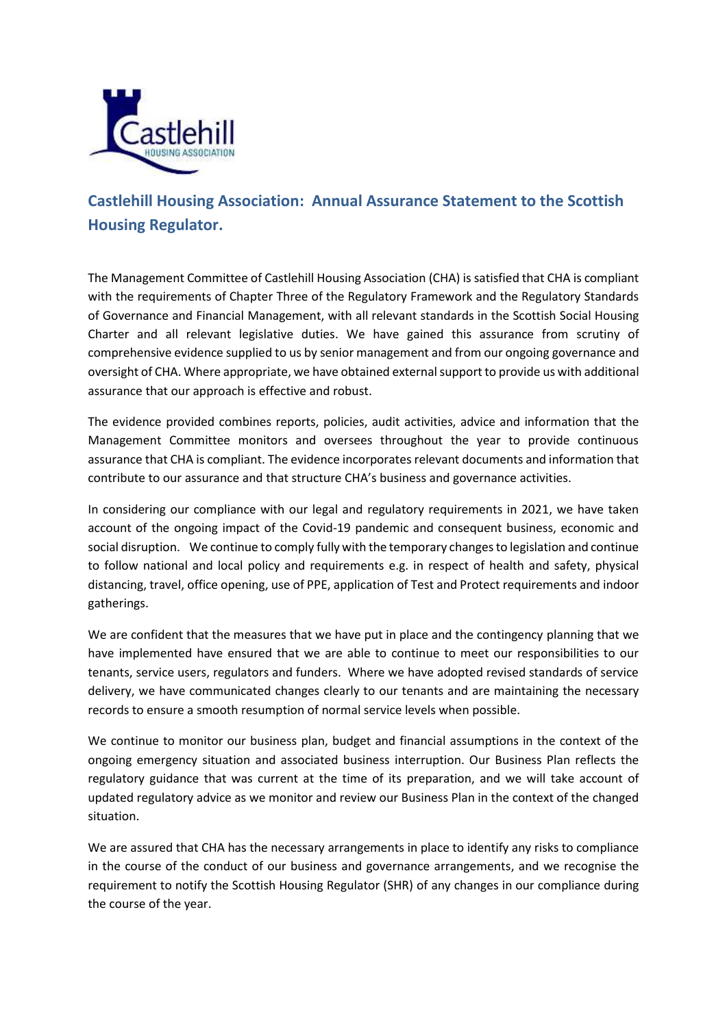# Castlehill Housing Association: Annual Assurance Statement to the Scottish Housing Regulator.

The Management Committee of Castlehill Housing Association (CHA) is satisfied that CHA is compliant with the requirements of Chapter Three of the Regulatory Framework and the Regulatory Standards of Governance and Financial Management, with all relevant standards in the Scottish Social Housing Charter and all relevant legislative duties. We have gained this assurance from scrutiny of comprehensive evidence supplied to us by senior management and from our ongoing governance and oversight of CHA. Where appropriate, we have obtained external support to provide us with additional assurance that our approach is effective and robust.

The evidence provided combines reports, policies, audit activities, advice and information that the Management Committee monitors and oversees throughout the year to provide continuous assurance that CHA is compliant. The evidence incorporates relevant documents and information that contribute to our assurance and that structure CHA's business and governance activities.

In considering our compliance with our legal and regulatory requirements in 2021, we have taken account of the ongoing impact of the Covid-19 pandemic and consequent business, economic and social disruption. We continue to comply fully with the temporary changes to legislation and continue to follow national and local policy and requirements e.g. in respect of health and safety, physical distancing, travel, office opening, use of PPE, application of Test and Protect requirements and indoor gatherings.

We are confident that the measures that we have put in place and the contingency planning that we have implemented have ensured that we are able to continue to meet our responsibilities to our tenants, service users, regulators and funders. Where we have adopted revised standards of service delivery, we have communicated changes clearly to our tenants and are maintaining the necessary records to ensure a smooth resumption of normal service levels when possible.

We continue to monitor our business plan, budget and financial assumptions in the context of the ongoing emergency situation and associated business interruption. Our Business Plan reflects the regulatory guidance that was current at the time of its preparation, and we will take account of updated regulatory advice as we monitor and review our Business Plan in the context of the changed situation.

We are assured that CHA has the necessary arrangements in place to identify any risks to compliance in the course of the conduct of our business and governance arrangements, and we recognise the requirement to notify the Scottish Housing Regulator (SHR) of any changes in our compliance during the course of the year.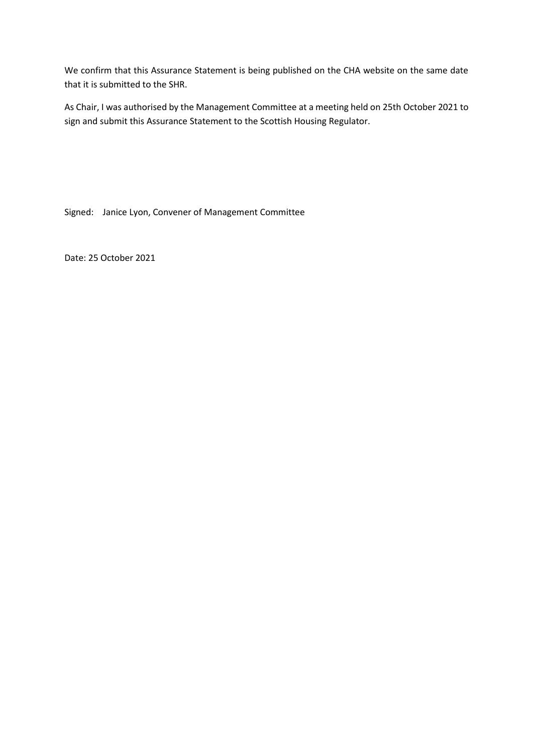We confirm that this Assurance Statement is being published on the CHA website on the same date that it is submitted to the SHR.

As Chair, I was authorised by the Management Committee at a meeting held on 25th October 2021 to sign and submit this Assurance Statement to the Scottish Housing Regulator.

Signed: Janice Lyon, Convener of Management Committee

Date: 25 October 2021